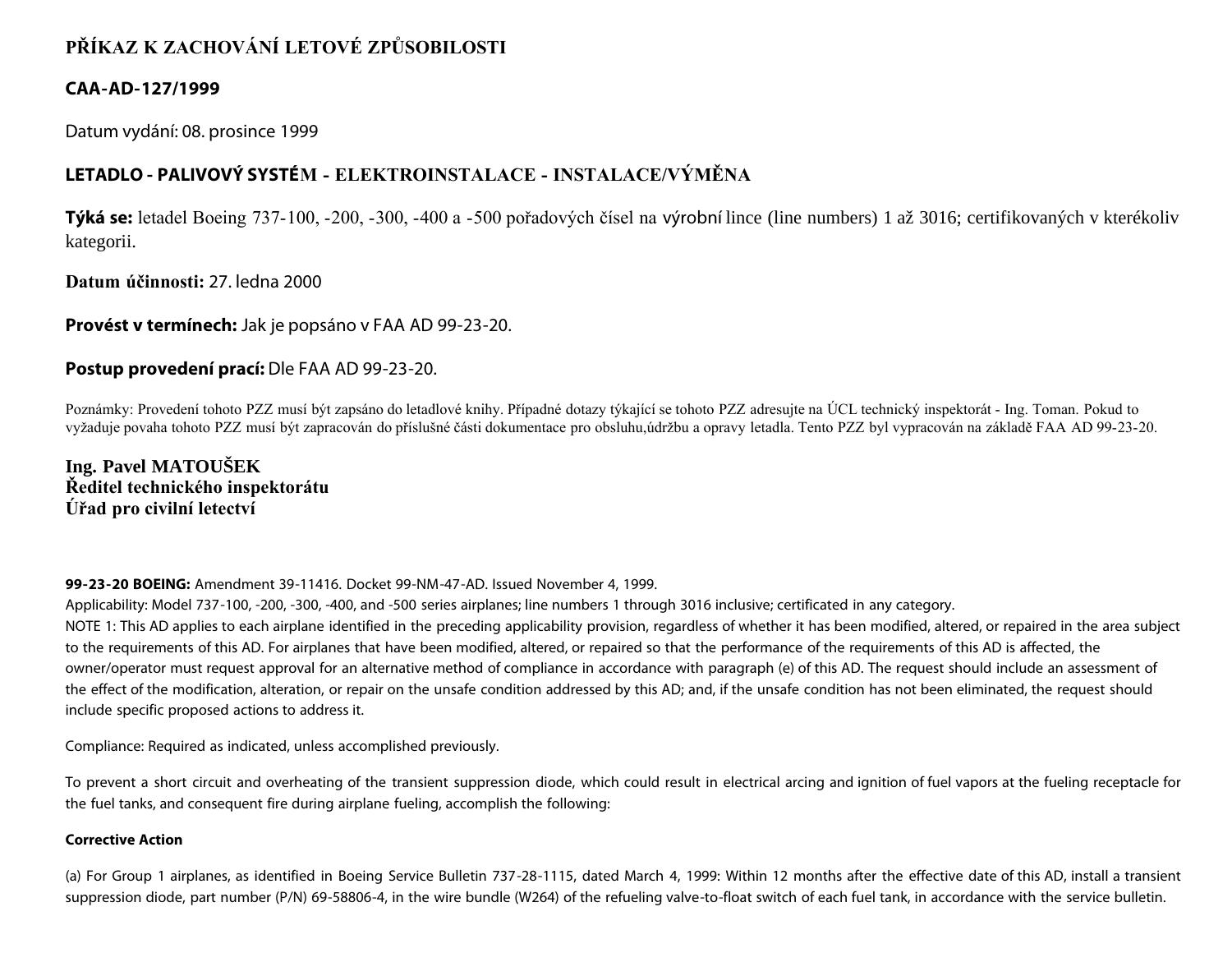# PŘÍKAZ K ZACHOVÁNÍ LETOVÉ ZPŮSOBILOSTI

## CAA-AD-127/1999

Datum vydání: 08. prosince 1999

## LETADLO - PALIVOVÝ SYSTÉM - ELEKTROINSTALACE - INSTALACE/VÝMĚNA

**Týká se:** letadel Boeing 737-100, -200, -300, -400 a -500 pořadových čísel na výrobní lince (line numbers) 1 až 3016; certifikovaných v kterékoliv kategorii.

**Datum účinnosti:** 27. ledna 2000

**Provést v termínech:** Jak je popsáno v FAA AD 99-23-20.

**Postup provedení prací:** Dle FAA AD 99-23-20.

Poznámky: Provedení tohoto PZZ musí být zapsáno do letadlové knihy. Případné dotazy týkající se tohoto PZZ adresujte na ÚCL technický inspektorát - Ing. Toman. Pokud to vyžaduje povaha tohoto PZZ musí být zapracován do příslušné části dokumentace pro obsluhu,údržbu a opravy letadla. Tento PZZ byl vypracován na základě FAA AD 99-23-20.

**Ing. Pavel MATOUŠEK**
**Ředitel technického inspektorátu**
**Úřad pro civilní letectví**

**99-23-20 BOEING:** Amendment 39-11416. Docket 99-NM-47-AD. Issued November 4, 1999.

Applicability: Model 737-100, -200, -300, -400, and -500 series airplanes; line numbers 1 through 3016 inclusive; certificated in any category.

NOTE 1: This AD applies to each airplane identified in the preceding applicability provision, regardless of whether it has been modified, altered, or repaired in the area subject to the requirements of this AD. For airplanes that have been modified, altered, or repaired so that the performance of the requirements of this AD is affected, the owner/operator must request approval for an alternative method of compliance in accordance with paragraph (e) of this AD. The request should include an assessment of the effect of the modification, alteration, or repair on the unsafe condition addressed by this AD; and, if the unsafe condition has not been eliminated, the request should include specific proposed actions to address it.

Compliance: Required as indicated, unless accomplished previously.

To prevent a short circuit and overheating of the transient suppression diode, which could result in electrical arcing and ignition of fuel vapors at the fueling receptacle for the fuel tanks, and consequent fire during airplane fueling, accomplish the following:

**Corrective Action**

(a) For Group 1 airplanes, as identified in Boeing Service Bulletin 737-28-1115, dated March 4, 1999: Within 12 months after the effective date of this AD, install a transient suppression diode, part number (P/N) 69-58806-4, in the wire bundle (W264) of the refueling valve-to-float switch of each fuel tank, in accordance with the service bulletin.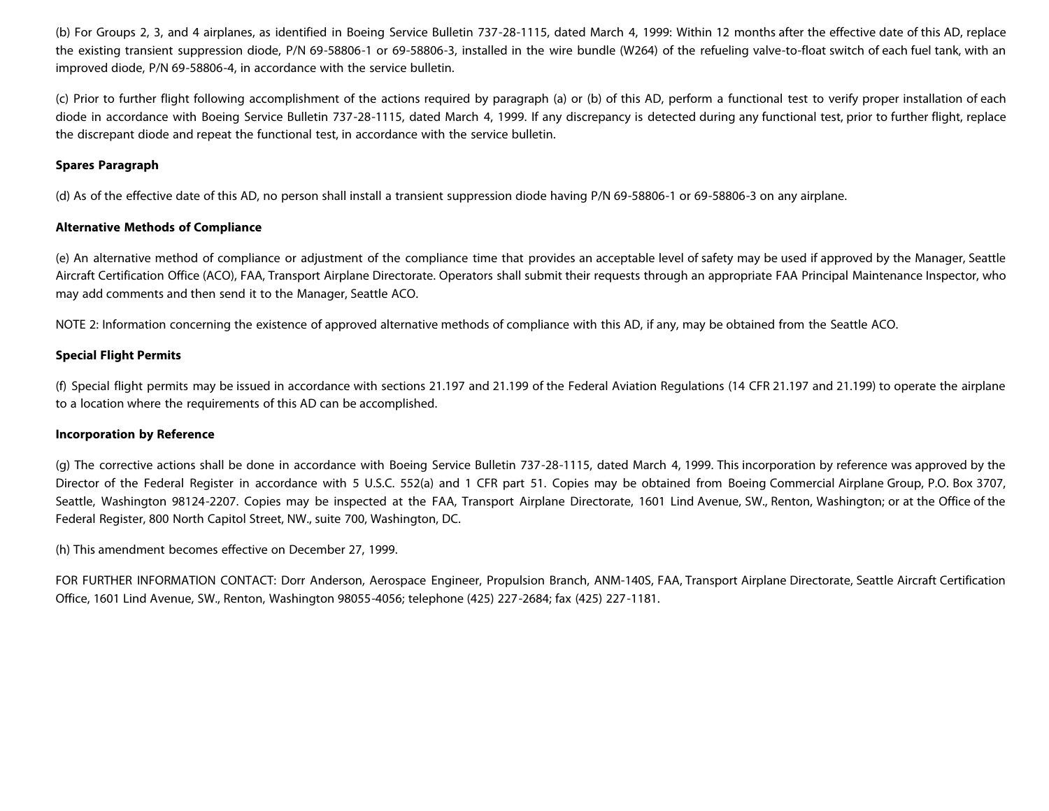(b) For Groups 2, 3, and 4 airplanes, as identified in Boeing Service Bulletin 737-28-1115, dated March 4, 1999: Within 12 months after the effective date of this AD, replace the existing transient suppression diode, P/N 69-58806-1 or 69-58806-3, installed in the wire bundle (W264) of the refueling valve-to-float switch of each fuel tank, with an improved diode, P/N 69-58806-4, in accordance with the service bulletin.

(c) Prior to further flight following accomplishment of the actions required by paragraph (a) or (b) of this AD, perform a functional test to verify proper installation of each diode in accordance with Boeing Service Bulletin 737-28-1115, dated March 4, 1999. If any discrepancy is detected during any functional test, prior to further flight, replace the discrepant diode and repeat the functional test, in accordance with the service bulletin.

**Spares Paragraph**

(d) As of the effective date of this AD, no person shall install a transient suppression diode having P/N 69-58806-1 or 69-58806-3 on any airplane.

**Alternative Methods of Compliance**

(e) An alternative method of compliance or adjustment of the compliance time that provides an acceptable level of safety may be used if approved by the Manager, Seattle Aircraft Certification Office (ACO), FAA, Transport Airplane Directorate. Operators shall submit their requests through an appropriate FAA Principal Maintenance Inspector, who may add comments and then send it to the Manager, Seattle ACO.

NOTE 2: Information concerning the existence of approved alternative methods of compliance with this AD, if any, may be obtained from the Seattle ACO.

**Special Flight Permits**

(f) Special flight permits may be issued in accordance with sections 21.197 and 21.199 of the Federal Aviation Regulations (14 CFR 21.197 and 21.199) to operate the airplane to a location where the requirements of this AD can be accomplished.

**Incorporation by Reference**

(g) The corrective actions shall be done in accordance with Boeing Service Bulletin 737-28-1115, dated March 4, 1999. This incorporation by reference was approved by the Director of the Federal Register in accordance with 5 U.S.C. 552(a) and 1 CFR part 51. Copies may be obtained from Boeing Commercial Airplane Group, P.O. Box 3707, Seattle, Washington 98124-2207. Copies may be inspected at the FAA, Transport Airplane Directorate, 1601 Lind Avenue, SW., Renton, Washington; or at the Office of the Federal Register, 800 North Capitol Street, NW., suite 700, Washington, DC.

(h) This amendment becomes effective on December 27, 1999.

FOR FURTHER INFORMATION CONTACT: Dorr Anderson, Aerospace Engineer, Propulsion Branch, ANM-140S, FAA, Transport Airplane Directorate, Seattle Aircraft Certification Office, 1601 Lind Avenue, SW., Renton, Washington 98055-4056; telephone (425) 227-2684; fax (425) 227-1181.